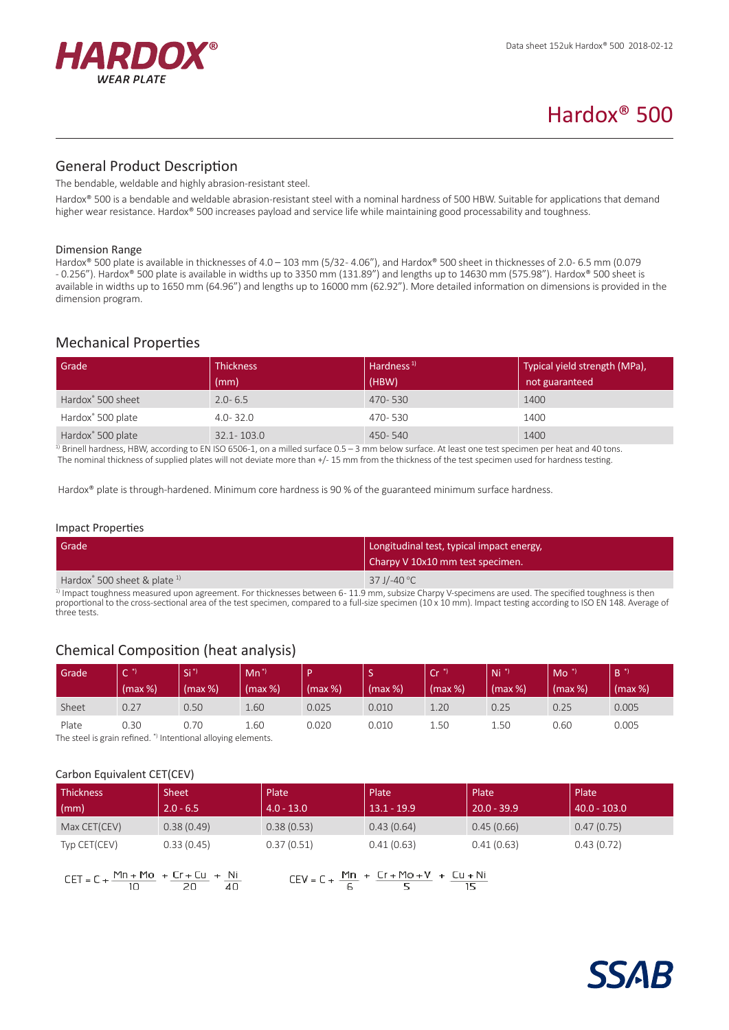# Hardox® 500

## General Product Description

The bendable, weldable and highly abrasion-resistant steel.

Hardox® 500 is a bendable and weldable abrasion-resistant steel with a nominal hardness of 500 HBW. Suitable for applications that demand higher wear resistance. Hardox® 500 increases payload and service life while maintaining good processability and toughness.

### Dimension Range

Hardox® 500 plate is available in thicknesses of 4.0 – 103 mm (5/32- 4.06"), and Hardox® 500 sheet in thicknesses of 2.0- 6.5 mm (0.079 - 0.256"). Hardox® 500 plate is available in widths up to 3350 mm (131.89") and lengths up to 14630 mm (575.98"). Hardox® 500 sheet is available in widths up to 1650 mm (64.96") and lengths up to 16000 mm (62.92"). More detailed information on dimensions is provided in the dimension program.

## Mechanical Properties

| Grade | Thickness (mm) | Hardness [1] (HBW) | Typical yield strength (MPa), not guaranteed |
|---|---|---|---|
| Hardox® 500 sheet | 2.0- 6.5 | 470- 530 | 1400 |
| Hardox® 500 plate | 4.0- 32.0 | 470- 530 | 1400 |
| Hardox® 500 plate | 32.1- 103.0 | 450- 540 | 1400 |

[1] Brinell hardness, HBW, according to EN ISO 6506-1, on a milled surface 0.5 – 3 mm below surface. At least one test specimen per heat and 40 tons. The nominal thickness of supplied plates will not deviate more than +/- 15 mm from the thickness of the test specimen used for hardness testing.

Hardox® plate is through-hardened. Minimum core hardness is 90 % of the guaranteed minimum surface hardness.

### Impact Properties

| Grade | Longitudinal test, typical impact energy, Charpy V 10x10 mm test specimen. |
|---|---|
| Hardox® 500 sheet & plate [1] | 37 J/-40 °C |

[1] Impact toughness measured upon agreement. For thicknesses between 6- 11.9 mm, subsize Charpy V-specimens are used. The specified toughness is then proportional to the cross-sectional area of the test specimen, compared to a full-size specimen (10 x 10 mm). Impact testing according to ISO EN 148. Average of three tests.

## Chemical Composition (heat analysis)

| Grade | C *) (max %) | Si *) (max %) | Mn *) (max %) | P (max %) | S (max %) | Cr *) (max %) | Ni *) (max %) | Mo *) (max %) | B *) (max %) |
|---|---|---|---|---|---|---|---|---|---|
| Sheet | 0.27 | 0.50 | 1.60 | 0.025 | 0.010 | 1.20 | 0.25 | 0.25 | 0.005 |
| Plate | 0.30 | 0.70 | 1.60 | 0.020 | 0.010 | 1.50 | 1.50 | 0.60 | 0.005 |

The steel is grain refined. *) Intentional alloying elements.

### Carbon Equivalent CET(CEV)

| Thickness (mm) | Sheet 2.0 - 6.5 | Plate 4.0 - 13.0 | Plate 13.1 - 19.9 | Plate 20.0 - 39.9 | Plate 40.0 - 103.0 |
|---|---|---|---|---|---|
| Max CET(CEV) | 0.38 (0.49) | 0.38 (0.53) | 0.43 (0.64) | 0.45 (0.66) | 0.47 (0.75) |
| Typ CET(CEV) | 0.33 (0.45) | 0.37 (0.51) | 0.41 (0.63) | 0.41 (0.63) | 0.43 (0.72) |

$$CET = C + \frac{Mn + Mo}{10} + \frac{Cr + Cu}{20} + \frac{Ni}{40}$$

$$CEV = C + \frac{Mn}{6} + \frac{Cr + Mo + V}{5} + \frac{Cu + Ni}{15}$$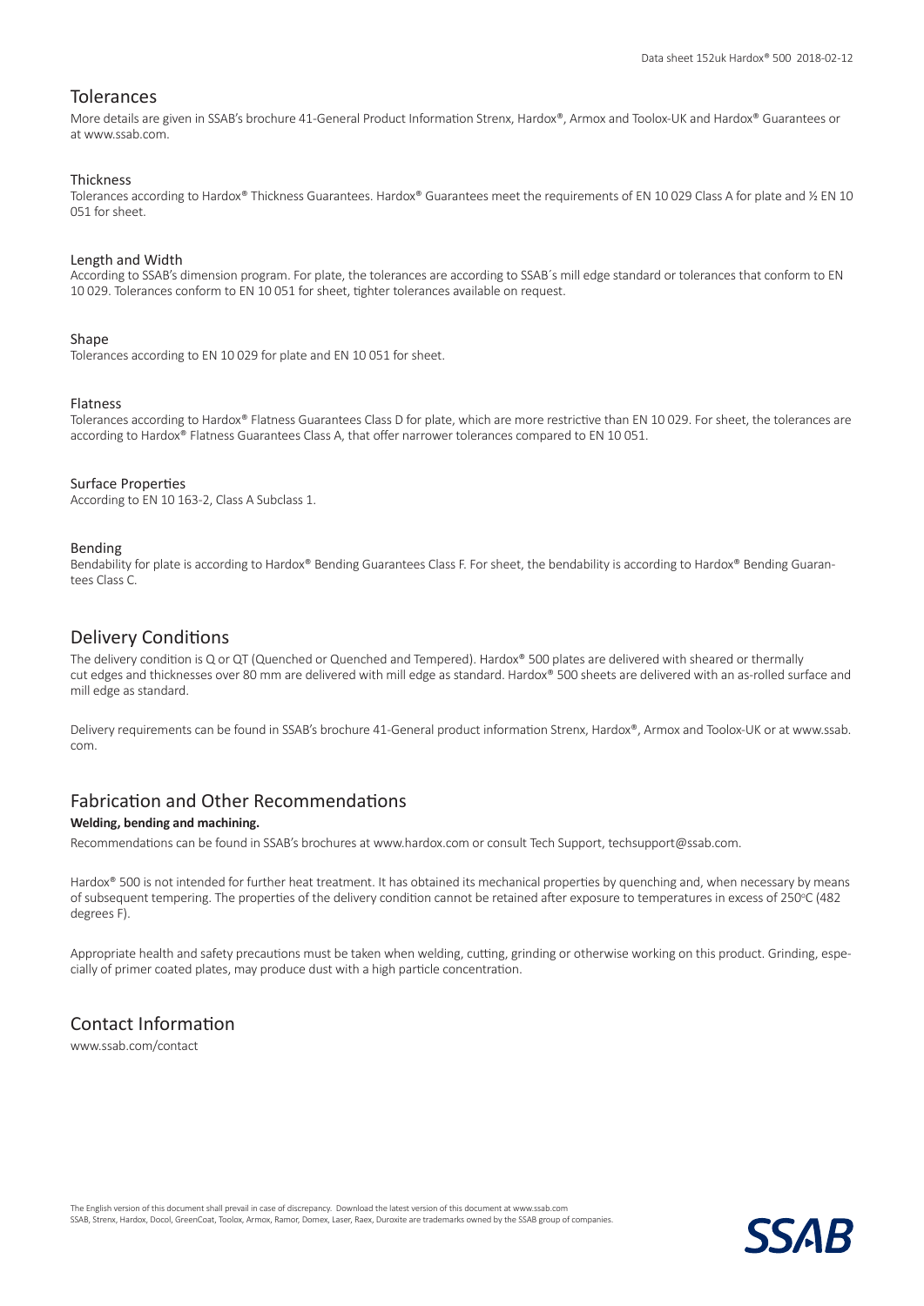## Tolerances

More details are given in SSAB's brochure 41-General Product Information Strenx, Hardox®, Armox and Toolox-UK and Hardox® Guarantees or at www.ssab.com.

### Thickness

Tolerances according to Hardox® Thickness Guarantees. Hardox® Guarantees meet the requirements of EN 10 029 Class A for plate and ½ EN 10 051 for sheet.

### Length and Width

According to SSAB's dimension program. For plate, the tolerances are according to SSAB´s mill edge standard or tolerances that conform to EN 10 029. Tolerances conform to EN 10 051 for sheet, tighter tolerances available on request.

### Shape

Tolerances according to EN 10 029 for plate and EN 10 051 for sheet.

### Flatness

Tolerances according to Hardox® Flatness Guarantees Class D for plate, which are more restrictive than EN 10 029. For sheet, the tolerances are according to Hardox® Flatness Guarantees Class A, that offer narrower tolerances compared to EN 10 051.

### Surface Properties

According to EN 10 163-2, Class A Subclass 1.

### Bending

Bendability for plate is according to Hardox® Bending Guarantees Class F. For sheet, the bendability is according to Hardox® Bending Guarantees Class C.

## Delivery Conditions

The delivery condition is Q or QT (Quenched or Quenched and Tempered). Hardox® 500 plates are delivered with sheared or thermally cut edges and thicknesses over 80 mm are delivered with mill edge as standard. Hardox® 500 sheets are delivered with an as-rolled surface and mill edge as standard.

Delivery requirements can be found in SSAB's brochure 41-General product information Strenx, Hardox®, Armox and Toolox-UK or at www.ssab.com.

## Fabrication and Other Recommendations

**Welding, bending and machining.**

Recommendations can be found in SSAB's brochures at www.hardox.com or consult Tech Support, techsupport@ssab.com.

Hardox® 500 is not intended for further heat treatment. It has obtained its mechanical properties by quenching and, when necessary by means of subsequent tempering. The properties of the delivery condition cannot be retained after exposure to temperatures in excess of 250°C (482 degrees F).

Appropriate health and safety precautions must be taken when welding, cutting, grinding or otherwise working on this product. Grinding, especially of primer coated plates, may produce dust with a high particle concentration.

## Contact Information

www.ssab.com/contact

The English version of this document shall prevail in case of discrepancy. Download the latest version of this document at www.ssab.com
SSAB, Strenx, Hardox, Docol, GreenCoat, Toolox, Armox, Ramor, Domex, Laser, Raex, Duroxite are trademarks owned by the SSAB group of companies.

SSAB